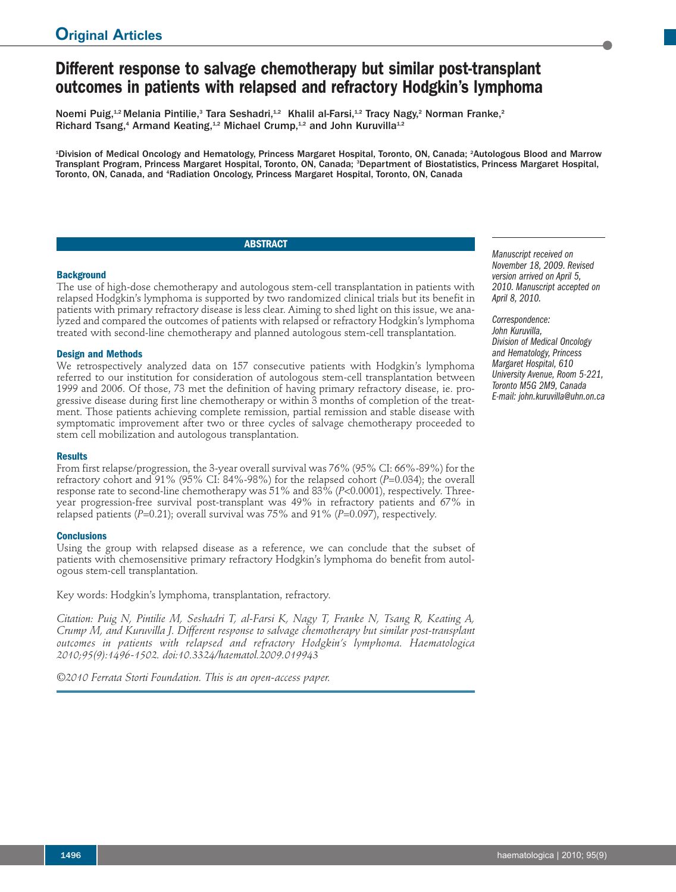Original Articles

# Different response to salvage chemotherapy but similar post-transplant outcomes in patients with relapsed and refractory Hodgkin's lymphoma

Noemi Puig,[1,2] Melania Pintilie,[3] Tara Seshadri,[1,2] Khalil al-Farsi,[1,2] Tracy Nagy,[2] Norman Franke,[2] Richard Tsang,[4] Armand Keating,[1,2] Michael Crump,[1,2] and John Kuruvilla[1,2]

[1]Division of Medical Oncology and Hematology, Princess Margaret Hospital, Toronto, ON, Canada; [2]Autologous Blood and Marrow Transplant Program, Princess Margaret Hospital, Toronto, ON, Canada; [3]Department of Biostatistics, Princess Margaret Hospital, Toronto, ON, Canada, and [4]Radiation Oncology, Princess Margaret Hospital, Toronto, ON, Canada

## ABSTRACT

### Background

The use of high-dose chemotherapy and autologous stem-cell transplantation in patients with relapsed Hodgkin's lymphoma is supported by two randomized clinical trials but its benefit in patients with primary refractory disease is less clear. Aiming to shed light on this issue, we analyzed and compared the outcomes of patients with relapsed or refractory Hodgkin's lymphoma treated with second-line chemotherapy and planned autologous stem-cell transplantation.

### Design and Methods

We retrospectively analyzed data on 157 consecutive patients with Hodgkin's lymphoma referred to our institution for consideration of autologous stem-cell transplantation between 1999 and 2006. Of those, 73 met the definition of having primary refractory disease, ie. progressive disease during first line chemotherapy or within 3 months of completion of the treatment. Those patients achieving complete remission, partial remission and stable disease with symptomatic improvement after two or three cycles of salvage chemotherapy proceeded to stem cell mobilization and autologous transplantation.

### Results

From first relapse/progression, the 3-year overall survival was 76% (95% CI: 66%-89%) for the refractory cohort and 91% (95% CI: 84%-98%) for the relapsed cohort ($P$=0.034); the overall response rate to second-line chemotherapy was 51% and 83% ($P$<0.0001), respectively. Three-year progression-free survival post-transplant was 49% in refractory patients and 67% in relapsed patients ($P$=0.21); overall survival was 75% and 91% ($P$=0.097), respectively.

### Conclusions

Using the group with relapsed disease as a reference, we can conclude that the subset of patients with chemosensitive primary refractory Hodgkin's lymphoma do benefit from autologous stem-cell transplantation.

Key words: Hodgkin's lymphoma, transplantation, refractory.

*Citation: Puig N, Pintilie M, Seshadri T, al-Farsi K, Nagy T, Franke N, Tsang R, Keating A, Crump M, and Kuruvilla J. Different response to salvage chemotherapy but similar post-transplant outcomes in patients with relapsed and refractory Hodgkin's lymphoma. Haematologica 2010;95(9):1496-1502. doi:10.3324/haematol.2009.019943*

*©2010 Ferrata Storti Foundation. This is an open-access paper.*

*Manuscript received on November 18, 2009. Revised version arrived on April 5, 2010. Manuscript accepted on April 8, 2010.*

*Correspondence: John Kuruvilla, Division of Medical Oncology and Hematology, Princess Margaret Hospital, 610 University Avenue, Room 5-221, Toronto M5G 2M9, Canada E-mail: john.kuruvilla@uhn.on.ca*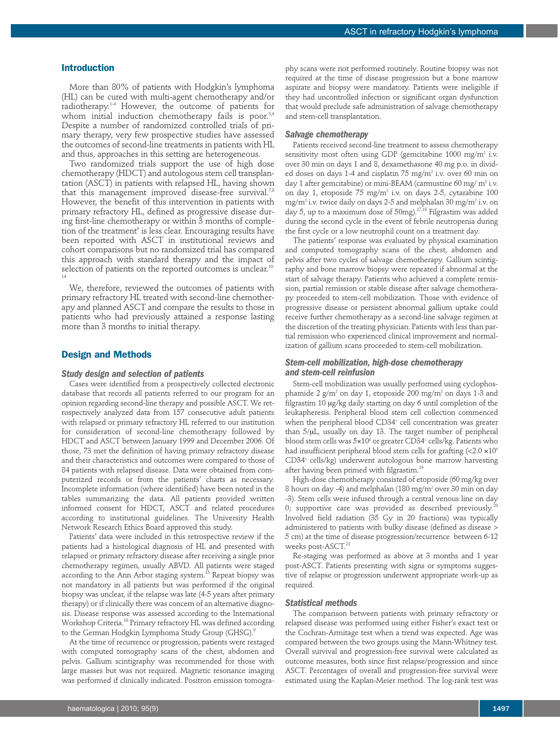## Introduction

More than 80% of patients with Hodgkin's lymphoma (HL) can be cured with multi-agent chemotherapy and/or radiotherapy.[1-4] However, the outcome of patients for whom initial induction chemotherapy fails is poor.[5,6] Despite a number of randomized controlled trials of primary therapy, very few prospective studies have assessed the outcomes of second-line treatments in patients with HL and thus, approaches in this setting are heterogeneous.

Two randomized trials support the use of high dose chemotherapy (HDCT) and autologous stem cell transplantation (ASCT) in patients with relapsed HL, having shown that this management improved disease-free survival.[7,8] However, the benefit of this intervention in patients with primary refractory HL, defined as progressive disease during first-line chemotherapy or within 3 months of completion of the treatment[9] is less clear. Encouraging results have been reported with ASCT in institutional reviews and cohort comparisons but no randomized trial has compared this approach with standard therapy and the impact of selection of patients on the reported outcomes is unclear.[10-14]

We, therefore, reviewed the outcomes of patients with primary refractory HL treated with second-line chemotherapy and planned ASCT and compare the results to those in patients who had previously attained a response lasting more than 3 months to initial therapy.

## Design and Methods

### Study design and selection of patients

Cases were identified from a prospectively collected electronic database that records all patients referred to our program for an opinion regarding second-line therapy and possible ASCT. We retrospectively analyzed data from 157 consecutive adult patients with relapsed or primary refractory HL referred to our institution for consideration of second-line chemotherapy followed by HDCT and ASCT between January 1999 and December 2006. Of those, 73 met the definition of having primary refractory disease and their characteristics and outcomes were compared to those of 84 patients with relapsed disease. Data were obtained from computerized records or from the patients' charts as necessary. Incomplete information (where identified) have been noted in the tables summarizing the data. All patients provided written informed consent for HDCT, ASCT and related procedures according to institutional guidelines. The University Health Network Research Ethics Board approved this study.

Patients' data were included in this retrospective review if the patients had a histological diagnosis of HL and presented with relapsed or primary refractory disease after receiving a single prior chemotherapy regimen, usually ABVD. All patients were staged according to the Ann Arbor staging system.[15] Repeat biopsy was not mandatory in all patients but was performed if the original biopsy was unclear, if the relapse was late (4-5 years after primary therapy) or if clinically there was concern of an alternative diagnosis. Disease response was assessed according to the International Workshop Criteria.[16] Primary refractory HL was defined according to the German Hodgkin Lymphoma Study Group (GHSG).[9]

At the time of recurrence or progression, patients were restaged with computed tomography scans of the chest, abdomen and pelvis. Gallium scintigraphy was recommended for those with large masses but was not required. Magnetic resonance imaging was performed if clinically indicated. Positron emission tomography scans were not performed routinely. Routine biopsy was not required at the time of disease progression but a bone marrow aspirate and biopsy were mandatory. Patients were ineligible if they had uncontrolled infection or significant organ dysfunction that would preclude safe administration of salvage chemotherapy and stem-cell transplantation.

### Salvage chemotherapy

Patients received second-line treatment to assess chemotherapy sensitivity most often using GDP (gemcitabine 1000 mg/m$^2$ i.v. over 30 min on days 1 and 8, dexamethasone 40 mg p.o. in divided doses on days 1-4 and cisplatin 75 mg/m$^2$ i.v. over 60 min on day 1 after gemcitabine) or mini-BEAM (carmustine 60 mg/ m$^2$ i.v. on day 1, etoposide 75 mg/m$^2$ i.v. on days 2-5, cytarabine 100 mg/m$^2$ i.v. twice daily on days 2-5 and melphalan 30 mg/m$^2$ i.v. on day 5, up to a maximum dose of 50mg).[17,18] Filgrastim was added during the second cycle in the event of febrile neutropenia during the first cycle or a low neutrophil count on a treatment day.

The patients' response was evaluated by physical examination and computed tomography scans of the chest, abdomen and pelvis after two cycles of salvage chemotherapy. Gallium scintigraphy and bone marrow biopsy were repeated if abnormal at the start of salvage therapy. Patients who achieved a complete remission, partial remission or stable disease after salvage chemotherapy proceeded to stem-cell mobilization. Those with evidence of progressive disease or persistent abnormal gallium uptake could receive further chemotherapy as a second-line salvage regimen at the discretion of the treating physician. Patients with less than partial remission who experienced clinical improvement and normalization of gallium scans proceeded to stem-cell mobilization.

### Stem-cell mobilization, high-dose chemotherapy and stem-cell reinfusion

Stem-cell mobilization was usually performed using cyclophosphamide 2 g/m$^2$ on day 1, etoposide 200 mg/m$^2$ on days 1-3 and filgrastim 10 μg/kg daily starting on day 6 until completion of the leukapheresis. Peripheral blood stem cell collection commenced when the peripheral blood CD34$^+$ cell concentration was greater than 5/μL, usually on day 13. The target number of peripheral blood stem cells was $5\times10^6$ or greater CD34$^+$ cells/kg. Patients who had insufficient peripheral blood stem cells for grafting ($<2.0\times10^6$ CD34$^+$ cells/kg) underwent autologous bone marrow harvesting after having been primed with filgrastim.[19]

High-dose chemotherapy consisted of etoposide (60 mg/kg over 8 hours on day -4) and melphalan (180 mg/m$^2$ over 30 min on day -3). Stem cells were infused through a central venous line on day 0; supportive care was provided as described previously.[20] Involved field radiation (35 Gy in 20 fractions) was typically administered to patients with bulky disease (defined as disease > 5 cm) at the time of disease progression/recurrence between 6-12 weeks post-ASCT.[21]

Re-staging was performed as above at 3 months and 1 year post-ASCT. Patients presenting with signs or symptoms suggestive of relapse or progression underwent appropriate work-up as required.

### Statistical methods

The comparison between patients with primary refractory or relapsed disease was performed using either Fisher's exact test or the Cochran-Armitage test when a trend was expected. Age was compared between the two groups using the Mann-Whitney test. Overall survival and progression-free survival were calculated as outcome measures, both since first relapse/progression and since ASCT. Percentages of overall and progression-free survival were estimated using the Kaplan-Meier method. The log-rank test was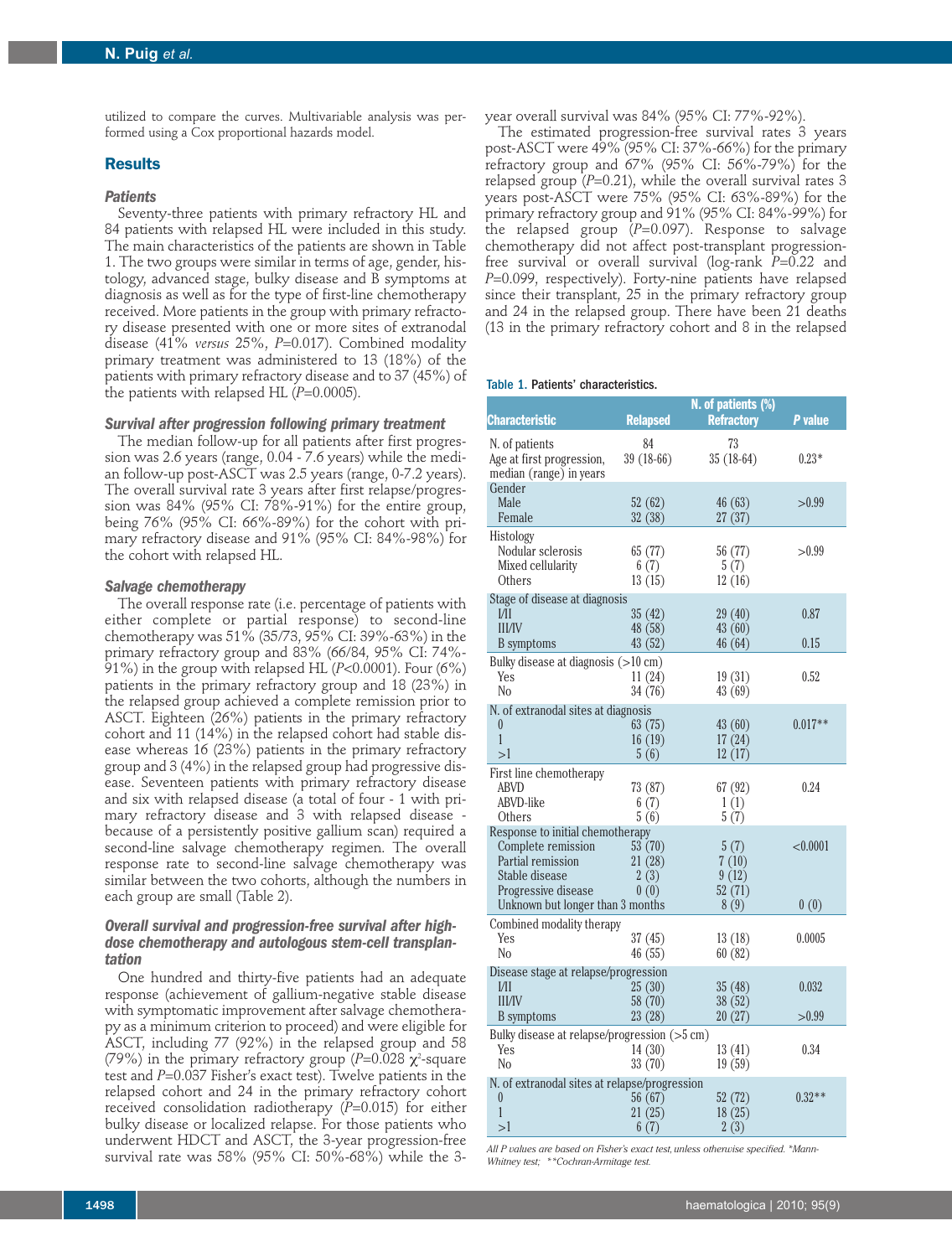utilized to compare the curves. Multivariable analysis was performed using a Cox proportional hazards model.

## Results

### Patients

Seventy-three patients with primary refractory HL and 84 patients with relapsed HL were included in this study. The main characteristics of the patients are shown in Table 1. The two groups were similar in terms of age, gender, histology, advanced stage, bulky disease and B symptoms at diagnosis as well as for the type of first-line chemotherapy received. More patients in the group with primary refractory disease presented with one or more sites of extranodal disease (41% *versus* 25%, $P$=0.017). Combined modality primary treatment was administered to 13 (18%) of the patients with primary refractory disease and to 37 (45%) of the patients with relapsed HL ($P$=0.0005).

### Survival after progression following primary treatment

The median follow-up for all patients after first progression was 2.6 years (range, 0.04 - 7.6 years) while the median follow-up post-ASCT was 2.5 years (range, 0-7.2 years). The overall survival rate 3 years after first relapse/progression was 84% (95% CI: 78%-91%) for the entire group, being 76% (95% CI: 66%-89%) for the cohort with primary refractory disease and 91% (95% CI: 84%-98%) for the cohort with relapsed HL.

### Salvage chemotherapy

The overall response rate (i.e. percentage of patients with either complete or partial response) to second-line chemotherapy was 51% (35/73, 95% CI: 39%-63%) in the primary refractory group and 83% (66/84, 95% CI: 74%-91%) in the group with relapsed HL ($P$<0.0001). Four (6%) patients in the primary refractory group and 18 (23%) in the relapsed group achieved a complete remission prior to ASCT. Eighteen (26%) patients in the primary refractory cohort and 11 (14%) in the relapsed cohort had stable disease whereas 16 (23%) patients in the primary refractory group and 3 (4%) in the relapsed group had progressive disease. Seventeen patients with primary refractory disease and six with relapsed disease (a total of four - 1 with primary refractory disease and 3 with relapsed disease - because of a persistently positive gallium scan) required a second-line salvage chemotherapy regimen. The overall response rate to second-line salvage chemotherapy was similar between the two cohorts, although the numbers in each group are small (Table 2).

### Overall survival and progression-free survival after high-dose chemotherapy and autologous stem-cell transplantation

One hundred and thirty-five patients had an adequate response (achievement of gallium-negative stable disease with symptomatic improvement after salvage chemotherapy as a minimum criterion to proceed) and were eligible for ASCT, including 77 (92%) in the relapsed group and 58 (79%) in the primary refractory group ($P$=0.028 $\chi^2$-square test and $P$=0.037 Fisher's exact test). Twelve patients in the relapsed cohort and 24 in the primary refractory cohort received consolidation radiotherapy ($P$=0.015) for either bulky disease or localized relapse. For those patients who underwent HDCT and ASCT, the 3-year progression-free survival rate was 58% (95% CI: 50%-68%) while the 3-year overall survival was 84% (95% CI: 77%-92%).

The estimated progression-free survival rates 3 years post-ASCT were 49% (95% CI: 37%-66%) for the primary refractory group and 67% (95% CI: 56%-79%) for the relapsed group ($P$=0.21), while the overall survival rates 3 years post-ASCT were 75% (95% CI: 63%-89%) for the primary refractory group and 91% (95% CI: 84%-99%) for the relapsed group ($P$=0.097). Response to salvage chemotherapy did not affect post-transplant progression-free survival or overall survival (log-rank $P$=0.22 and $P$=0.099, respectively). Forty-nine patients have relapsed since their transplant, 25 in the primary refractory group and 24 in the relapsed group. There have been 21 deaths (13 in the primary refractory cohort and 8 in the relapsed

**Table 1.** Patients' characteristics.

| Characteristic | N. of patients (%) Relapsed | Refractory | P value |
|---|---|---|---|
| N. of patients | 84 | 73 | |
| Age at first progression, median (range) in years | 39 (18-66) | 35 (18-64) | 0.23* |
| Gender | | | |
| Male | 52 (62) | 46 (63) | >0.99 |
| Female | 32 (38) | 27 (37) | |
| Histology | | | |
| Nodular sclerosis | 65 (77) | 56 (77) | >0.99 |
| Mixed cellularity | 6 (7) | 5 (7) | |
| Others | 13 (15) | 12 (16) | |
| Stage of disease at diagnosis | | | |
| I/II | 35 (42) | 29 (40) | 0.87 |
| III/IV | 48 (58) | 43 (60) | |
| B symptoms | 43 (52) | 46 (64) | 0.15 |
| Bulky disease at diagnosis (>10 cm) | | | |
| Yes | 11 (24) | 19 (31) | 0.52 |
| No | 34 (76) | 43 (69) | |
| N. of extranodal sites at diagnosis | | | |
| 0 | 63 (75) | 43 (60) | 0.017** |
| 1 | 16 (19) | 17 (24) | |
| >1 | 5 (6) | 12 (17) | |
| First line chemotherapy | | | |
| ABVD | 73 (87) | 67 (92) | 0.24 |
| ABVD-like | 6 (7) | 1 (1) | |
| Others | 5 (6) | 5 (7) | |
| Response to initial chemotherapy | | | |
| Complete remission | 53 (70) | 5 (7) | <0.0001 |
| Partial remission | 21 (28) | 7 (10) | |
| Stable disease | 2 (3) | 9 (12) | |
| Progressive disease | 0 (0) | 52 (71) | |
| Unknown but longer than 3 months | 8 (9) | 0 (0) | |
| Combined modality therapy | | | |
| Yes | 37 (45) | 13 (18) | 0.0005 |
| No | 46 (55) | 60 (82) | |
| Disease stage at relapse/progression | | | |
| I/II | 25 (30) | 35 (48) | 0.032 |
| III/IV | 58 (70) | 38 (52) | |
| B symptoms | 23 (28) | 20 (27) | >0.99 |
| Bulky disease at relapse/progression (>5 cm) | | | |
| Yes | 14 (30) | 13 (41) | 0.34 |
| No | 33 (70) | 19 (59) | |
| N. of extranodal sites at relapse/progression | | | |
| 0 | 56 (67) | 52 (72) | 0.32** |
| 1 | 21 (25) | 18 (25) | |
| >1 | 6 (7) | 2 (3) | |

*All P values are based on Fisher's exact test, unless otherwise specified. \*Mann-Whitney test; \*\*Cochran-Armitage test.*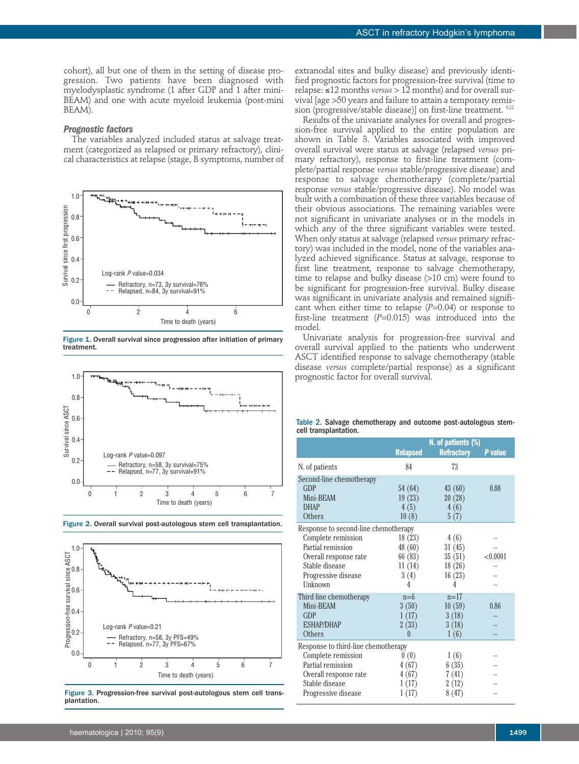cohort), all but one of them in the setting of disease progression. Two patients have been diagnosed with myelodysplastic syndrome (1 after GDP and 1 after mini-BEAM) and one with acute myeloid leukemia (post-mini BEAM).

### Prognostic factors

The variables analyzed included status at salvage treatment (categorized as relapsed or primary refractory), clinical characteristics at relapse (stage, B symptoms, number of extranodal sites and bulky disease) and previously identified prognostic factors for progression-free survival (time to relapse: ≤12 months *versus* > 12 months) and for overall survival [age >50 years and failure to attain a temporary remission (progressive/stable disease)] on first-line treatment.[9,22]

Figure 1. Overall survival since progression after initiation of primary treatment.

Figure 2. Overall survival post-autologous stem cell transplantation.

Figure 3. Progression-free survival post-autologous stem cell transplantation.

Results of the univariate analyses for overall and progression-free survival applied to the entire population are shown in Table 3. Variables associated with improved overall survival were status at salvage (relapsed *versus* primary refractory), response to first-line treatment (complete/partial response *versus* stable/progressive disease) and response to salvage chemotherapy (complete/partial response *versus* stable/progressive disease). No model was built with a combination of these three variables because of their obvious associations. The remaining variables were not significant in univariate analyses or in the models in which any of the three significant variables were tested. When only status at salvage (relapsed *versus* primary refractory) was included in the model, none of the variables analyzed achieved significance. Status at salvage, response to first line treatment, response to salvage chemotherapy, time to relapse and bulky disease (>10 cm) were found to be significant for progression-free survival. Bulky disease was significant in univariate analysis and remained significant when either time to relapse ($P$=0.04) or response to first-line treatment ($P$=0.015) was introduced into the model.

Univariate analysis for progression-free survival and overall survival applied to the patients who underwent ASCT identified response to salvage chemotherapy (stable disease *versus* complete/partial response) as a significant prognostic factor for overall survival.

Table 2. Salvage chemotherapy and outcome post-autologous stem-cell transplantation.

| | N. of patients (%) | | |
|---|---|---|---|
| | Relapsed | Refractory | P value |
| N. of patients | 84 | 73 | |
| Second-line chemotherapy | | | |
| GDP | 54 (64) | 43 (60) | 0.88 |
| Mini-BEAM | 19 (23) | 20 (28) | |
| DHAP | 4 (5) | 4 (6) | |
| Others | 10 (8) | 5 (7) | |
| Response to second-line chemotherapy | | | |
| Complete remission | 18 (23) | 4 (6) | -- |
| Partial remission | 48 (60) | 31 (45) | -- |
| Overall response rate | 66 (83) | 35 (51) | <0.0001 |
| Stable disease | 11 (14) | 18 (26) | -- |
| Progressive disease | 3 (4) | 16 (23) | -- |
| Unknown | 4 | 4 | -- |
| Third line chemotherapy | n=6 | n=17 | |
| Mini-BEAM | 3 (50) | 10 (59) | 0.86 |
| GDP | 1 (17) | 3 (18) | -- |
| ESHAP/DHAP | 2 (33) | 3 (18) | -- |
| Others | 0 | 1 (6) | -- |
| Response to third-line chemotherapy | | | |
| Complete remission | 0 (0) | 1 (6) | -- |
| Partial remission | 4 (67) | 6 (35) | -- |
| Overall response rate | 4 (67) | 7 (41) | -- |
| Stable disease | 1 (17) | 2 (12) | -- |
| Progressive disease | 1 (17) | 8 (47) | -- |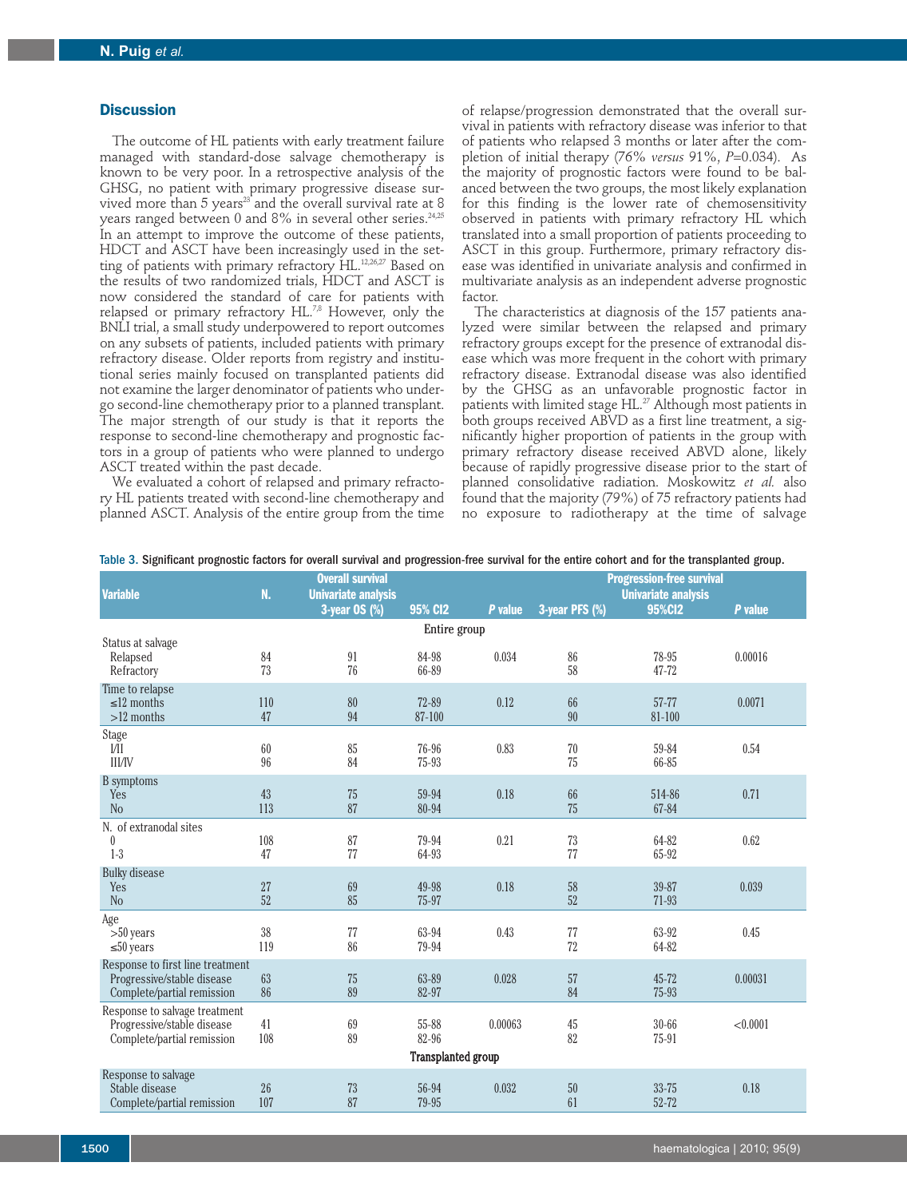## Discussion

The outcome of HL patients with early treatment failure managed with standard-dose salvage chemotherapy is known to be very poor. In a retrospective analysis of the GHSG, no patient with primary progressive disease survived more than 5 years[23] and the overall survival rate at 8 years ranged between 0 and 8% in several other series.[24,25] In an attempt to improve the outcome of these patients, HDCT and ASCT have been increasingly used in the setting of patients with primary refractory HL.[12,26,27] Based on the results of two randomized trials, HDCT and ASCT is now considered the standard of care for patients with relapsed or primary refractory HL.[7,8] However, only the BNLI trial, a small study underpowered to report outcomes on any subsets of patients, included patients with primary refractory disease. Older reports from registry and institutional series mainly focused on transplanted patients did not examine the larger denominator of patients who undergo second-line chemotherapy prior to a planned transplant. The major strength of our study is that it reports the response to second-line chemotherapy and prognostic factors in a group of patients who were planned to undergo ASCT treated within the past decade.

We evaluated a cohort of relapsed and primary refractory HL patients treated with second-line chemotherapy and planned ASCT. Analysis of the entire group from the time of relapse/progression demonstrated that the overall survival in patients with refractory disease was inferior to that of patients who relapsed 3 months or later after the completion of initial therapy (76% *versus* 91%, *P*=0.034). As the majority of prognostic factors were found to be balanced between the two groups, the most likely explanation for this finding is the lower rate of chemosensitivity observed in patients with primary refractory HL which translated into a small proportion of patients proceeding to ASCT in this group. Furthermore, primary refractory disease was identified in univariate analysis and confirmed in multivariate analysis as an independent adverse prognostic factor.

The characteristics at diagnosis of the 157 patients analyzed were similar between the relapsed and primary refractory groups except for the presence of extranodal disease which was more frequent in the cohort with primary refractory disease. Extranodal disease was also identified by the GHSG as an unfavorable prognostic factor in patients with limited stage HL.[27] Although most patients in both groups received ABVD as a first line treatment, a significantly higher proportion of patients in the group with primary refractory disease received ABVD alone, likely because of rapidly progressive disease prior to the start of planned consolidative radiation. Moskowitz *et al.* also found that the majority (79%) of 75 refractory patients had no exposure to radiotherapy at the time of salvage

Table 3. Significant prognostic factors for overall survival and progression-free survival for the entire cohort and for the transplanted group.

| Variable | N. | Overall survival Univariate analysis 3-year OS (%) | 95% CI2 | *P* value | 3-year PFS (%) | Progression-free survival Univariate analysis 95%CI2 | *P* value |
|---|---|---|---|---|---|---|---|
| | | | Entire group | | | | |
| Status at salvage | | | | | | | |
| Relapsed | 84 | 91 | 84-98 | 0.034 | 86 | 78-95 | 0.00016 |
| Refractory | 73 | 76 | 66-89 | | 58 | 47-72 | |
| Time to relapse | | | | | | | |
| ≤12 months | 110 | 80 | 72-89 | 0.12 | 66 | 57-77 | 0.0071 |
| >12 months | 47 | 94 | 87-100 | | 90 | 81-100 | |
| Stage | | | | | | | |
| I/II | 60 | 85 | 76-96 | 0.83 | 70 | 59-84 | 0.54 |
| III/IV | 96 | 84 | 75-93 | | 75 | 66-85 | |
| B symptoms | | | | | | | |
| Yes | 43 | 75 | 59-94 | 0.18 | 66 | 514-86 | 0.71 |
| No | 113 | 87 | 80-94 | | 75 | 67-84 | |
| N. of extranodal sites | | | | | | | |
| 0 | 108 | 87 | 79-94 | 0.21 | 73 | 64-82 | 0.62 |
| 1-3 | 47 | 77 | 64-93 | | 77 | 65-92 | |
| Bulky disease | | | | | | | |
| Yes | 27 | 69 | 49-98 | 0.18 | 58 | 39-87 | 0.039 |
| No | 52 | 85 | 75-97 | | 52 | 71-93 | |
| Age | | | | | | | |
| >50 years | 38 | 77 | 63-94 | 0.43 | 77 | 63-92 | 0.45 |
| ≤50 years | 119 | 86 | 79-94 | | 72 | 64-82 | |
| Response to first line treatment | | | | | | | |
| Progressive/stable disease | 63 | 75 | 63-89 | 0.028 | 57 | 45-72 | 0.00031 |
| Complete/partial remission | 86 | 89 | 82-97 | | 84 | 75-93 | |
| Response to salvage treatment | | | | | | | |
| Progressive/stable disease | 41 | 69 | 55-88 | 0.00063 | 45 | 30-66 | <0.0001 |
| Complete/partial remission | 108 | 89 | 82-96 | | 82 | 75-91 | |
| | | | Transplanted group | | | | |
| Response to salvage | | | | | | | |
| Stable disease | 26 | 73 | 56-94 | 0.032 | 50 | 33-75 | 0.18 |
| Complete/partial remission | 107 | 87 | 79-95 | | 61 | 52-72 | |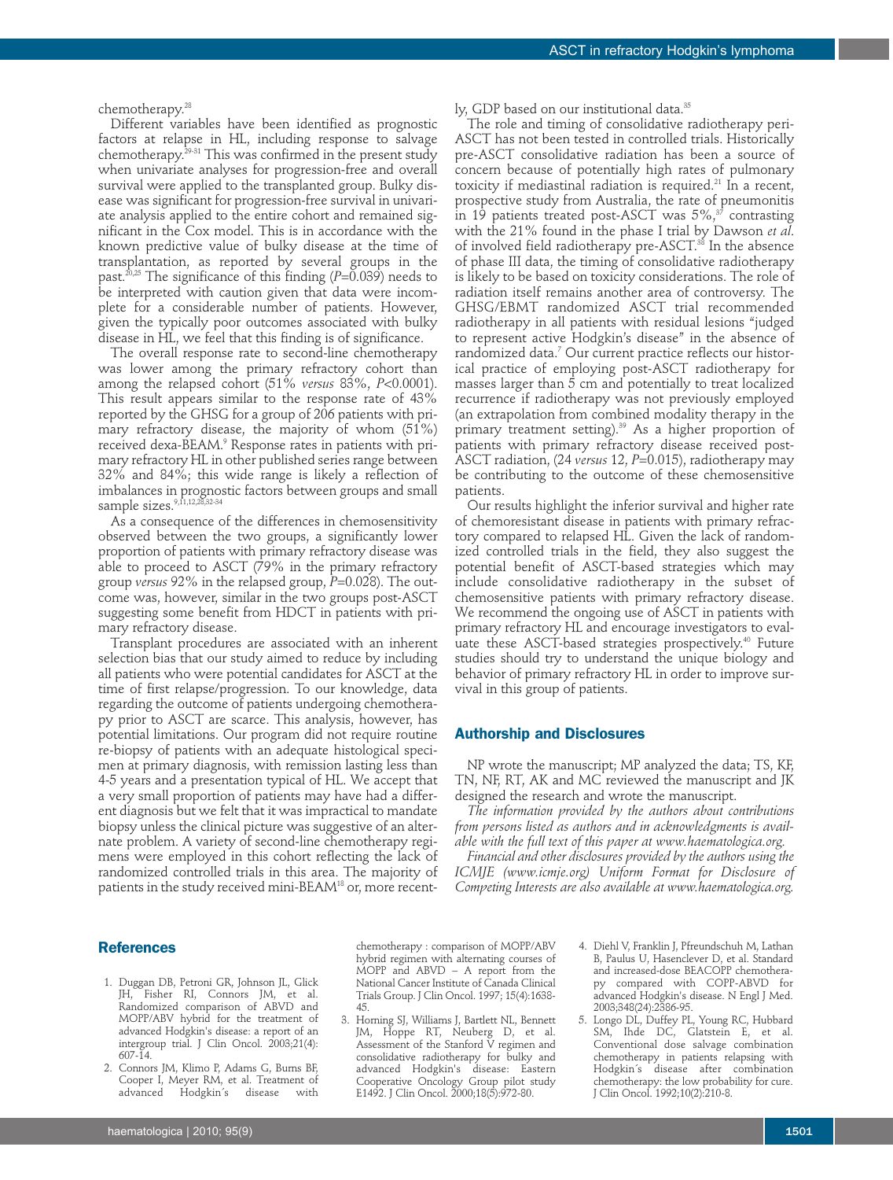chemotherapy.[28]

Different variables have been identified as prognostic factors at relapse in HL, including response to salvage chemotherapy.[29-31] This was confirmed in the present study when univariate analyses for progression-free and overall survival were applied to the transplanted group. Bulky disease was significant for progression-free survival in univariate analysis applied to the entire cohort and remained significant in the Cox model. This is in accordance with the known predictive value of bulky disease at the time of transplantation, as reported by several groups in the past.[20,25] The significance of this finding ($P$=0.039) needs to be interpreted with caution given that data were incomplete for a considerable number of patients. However, given the typically poor outcomes associated with bulky disease in HL, we feel that this finding is of significance.

The overall response rate to second-line chemotherapy was lower among the primary refractory cohort than among the relapsed cohort (51% *versus* 83%, $P$<0.0001). This result appears similar to the response rate of 43% reported by the GHSG for a group of 206 patients with primary refractory disease, the majority of whom (51%) received dexa-BEAM.[9] Response rates in patients with primary refractory HL in other published series range between 32% and 84%; this wide range is likely a reflection of imbalances in prognostic factors between groups and small sample sizes.[9,11,12,28,32-34]

As a consequence of the differences in chemosensitivity observed between the two groups, a significantly lower proportion of patients with primary refractory disease was able to proceed to ASCT (79% in the primary refractory group *versus* 92% in the relapsed group, $P$=0.028). The outcome was, however, similar in the two groups post-ASCT suggesting some benefit from HDCT in patients with primary refractory disease.

Transplant procedures are associated with an inherent selection bias that our study aimed to reduce by including all patients who were potential candidates for ASCT at the time of first relapse/progression. To our knowledge, data regarding the outcome of patients undergoing chemotherapy prior to ASCT are scarce. This analysis, however, has potential limitations. Our program did not require routine re-biopsy of patients with an adequate histological specimen at primary diagnosis, with remission lasting less than 4-5 years and a presentation typical of HL. We accept that a very small proportion of patients may have had a different diagnosis but we felt that it was impractical to mandate biopsy unless the clinical picture was suggestive of an alternate problem. A variety of second-line chemotherapy regimens were employed in this cohort reflecting the lack of randomized controlled trials in this area. The majority of patients in the study received mini-BEAM[18] or, more recently, GDP based on our institutional data.[35]

The role and timing of consolidative radiotherapy peri-ASCT has not been tested in controlled trials. Historically pre-ASCT consolidative radiation has been a source of concern because of potentially high rates of pulmonary toxicity if mediastinal radiation is required.[21] In a recent, prospective study from Australia, the rate of pneumonitis in 19 patients treated post-ASCT was 5%,[37] contrasting with the 21% found in the phase I trial by Dawson *et al*. of involved field radiotherapy pre-ASCT.[38] In the absence of phase III data, the timing of consolidative radiotherapy is likely to be based on toxicity considerations. The role of radiation itself remains another area of controversy. The GHSG/EBMT randomized ASCT trial recommended radiotherapy in all patients with residual lesions "judged to represent active Hodgkin's disease" in the absence of randomized data.[7] Our current practice reflects our historical practice of employing post-ASCT radiotherapy for masses larger than 5 cm and potentially to treat localized recurrence if radiotherapy was not previously employed (an extrapolation from combined modality therapy in the primary treatment setting).[39] As a higher proportion of patients with primary refractory disease received post-ASCT radiation, (24 *versus* 12, $P$=0.015), radiotherapy may be contributing to the outcome of these chemosensitive patients.

Our results highlight the inferior survival and higher rate of chemoresistant disease in patients with primary refractory compared to relapsed HL. Given the lack of randomized controlled trials in the field, they also suggest the potential benefit of ASCT-based strategies which may include consolidative radiotherapy in the subset of chemosensitive patients with primary refractory disease. We recommend the ongoing use of ASCT in patients with primary refractory HL and encourage investigators to evaluate these ASCT-based strategies prospectively.[40] Future studies should try to understand the unique biology and behavior of primary refractory HL in order to improve survival in this group of patients.

## Authorship and Disclosures

NP wrote the manuscript; MP analyzed the data; TS, KF, TN, NF, RT, AK and MC reviewed the manuscript and JK designed the research and wrote the manuscript.

*The information provided by the authors about contributions from persons listed as authors and in acknowledgments is available with the full text of this paper at www.haematologica.org.*

*Financial and other disclosures provided by the authors using the ICMJE (www.icmje.org) Uniform Format for Disclosure of Competing Interests are also available at www.haematologica.org.*

## References

1. Duggan DB, Petroni GR, Johnson JL, Glick JH, Fisher RI, Connors JM, et al. Randomized comparison of ABVD and MOPP/ABV hybrid for the treatment of advanced Hodgkin's disease: a report of an intergroup trial. J Clin Oncol. 2003;21(4):607-14.
2. Connors JM, Klimo P, Adams G, Burns BF, Cooper I, Meyer RM, et al. Treatment of advanced Hodgkin´s disease with chemotherapy : comparison of MOPP/ABV hybrid regimen with alternating courses of MOPP and ABVD – A report from the National Cancer Institute of Canada Clinical Trials Group. J Clin Oncol. 1997; 15(4):1638-45.
3. Horning SJ, Williams J, Bartlett NL, Bennett JM, Hoppe RT, Neuberg D, et al. Assessment of the Stanford V regimen and consolidative radiotherapy for bulky and advanced Hodgkin's disease: Eastern Cooperative Oncology Group pilot study E1492. J Clin Oncol. 2000;18(5):972-80.
4. Diehl V, Franklin J, Pfreundschuh M, Lathan B, Paulus U, Hasenclever D, et al. Standard and increased-dose BEACOPP chemotherapy compared with COPP-ABVD for advanced Hodgkin's disease. N Engl J Med. 2003;348(24):2386-95.
5. Longo DL, Duffey PL, Young RC, Hubbard SM, Ihde DC, Glatstein E, et al. Conventional dose salvage combination chemotherapy in patients relapsing with Hodgkin´s disease after combination chemotherapy: the low probability for cure. J Clin Oncol. 1992;10(2):210-8.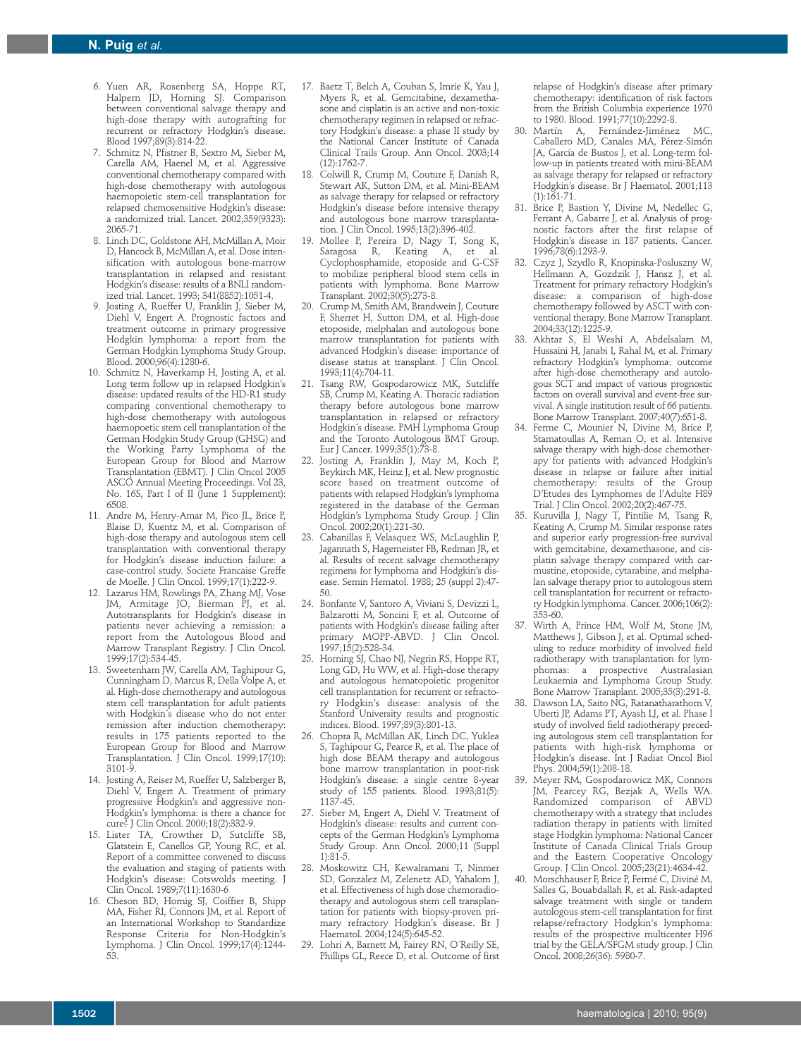6. Yuen AR, Rosenberg SA, Hoppe RT, Halpern JD, Horning SJ. Comparison between conventional salvage therapy and high-dose therapy with autografting for recurrent or refractory Hodgkin's disease. Blood 1997;89(3):814-22.
7. Schmitz N, Pfistner B, Sextro M, Sieber M, Carella AM, Haenel M, et al. Aggressive conventional chemotherapy compared with high-dose chemotherapy with autologous haemopoietic stem-cell transplantation for relapsed chemosensitive Hodgkin's disease: a randomized trial. Lancet. 2002;359(9323): 2065-71.
8. Linch DC, Goldstone AH, McMillan A, Moir D, Hancock B, McMillan A, et al. Dose intensification with autologous bone-marrow transplantation in relapsed and resistant Hodgkin's disease: results of a BNLI randomized trial. Lancet. 1993; 341(8852):1051-4.
9. Josting A, Rueffer U, Franklin J, Sieber M, Diehl V, Engert A. Prognostic factors and treatment outcome in primary progressive Hodgkin lymphoma: a report from the German Hodgkin Lymphoma Study Group. Blood. 2000;96(4):1280-6.
10. Schmitz N, Haverkamp H, Josting A, et al. Long term follow up in relapsed Hodgkin's disease: updated results of the HD-R1 study comparing conventional chemotherapy to high-dose chemotherapy with autologous haemopoetic stem cell transplantation of the German Hodgkin Study Group (GHSG) and the Working Party Lymphoma of the European Group for Blood and Marrow Transplantation (EBMT). J Clin Oncol 2005 ASCO Annual Meeting Proceedings. Vol 23, No. 16S, Part I of II (June 1 Supplement): 6508.
11. Andre M, Henry-Amar M, Pico JL, Brice P, Blaise D, Kuentz M, et al. Comparison of high-dose therapy and autologous stem cell transplantation with conventional therapy for Hodgkin's disease induction failure: a case-control study. Societe Francaise Greffe de Moelle. J Clin Oncol. 1999;17(1):222-9.
12. Lazarus HM, Rowlings PA, Zhang MJ, Vose JM, Armitage JO, Bierman PJ, et al. Autotransplants for Hodgkin's disease in patients never achieving a remission: a report from the Autologous Blood and Marrow Transplant Registry. J Clin Oncol. 1999;17(2):534-45.
13. Sweetenham JW, Carella AM, Taghipour G, Cunningham D, Marcus R, Della Volpe A, et al. High-dose chemotherapy and autologous stem cell transplantation for adult patients with Hodgkin´s disease who do not enter remission after induction chemotherapy: results in 175 patients reported to the European Group for Blood and Marrow Transplantation. J Clin Oncol. 1999;17(10): 3101-9.
14. Josting A, Reiser M, Rueffer U, Salzberger B, Diehl V, Engert A. Treatment of primary progressive Hodgkin's and aggressive non-Hodgkin's lymphoma: is there a chance for cure? J Clin Oncol. 2000;18(2):332-9.
15. Lister TA, Crowther D, Sutcliffe SB, Glatstein E, Canellos GP, Young RC, et al. Report of a committee convened to discuss the evaluation and staging of patients with Hodgkin's disease: Cotswolds meeting. J Clin Oncol. 1989;7(11):1630-6
16. Cheson BD, Hornig SJ, Coiffier B, Shipp MA, Fisher RI, Connors JM, et al. Report of an International Workshop to Standardize Response Criteria for Non-Hodgkin's Lymphoma. J Clin Oncol. 1999;17(4):1244-53.
17. Baetz T, Belch A, Couban S, Imrie K, Yau J, Myers R, et al. Gemcitabine, dexamethasone and cisplatin is an active and non-toxic chemotherapy regimen in relapsed or refractory Hodgkin's disease: a phase II study by the National Cancer Institute of Canada Clinical Trails Group. Ann Oncol. 2003;14 (12):1762-7.
18. Colwill R, Crump M, Couture F, Danish R, Stewart AK, Sutton DM, et al. Mini-BEAM as salvage therapy for relapsed or refractory Hodgkin's disease before intensive therapy and autologous bone marrow transplantation. J Clin Oncol. 1995;13(2):396-402.
19. Mollee P, Pereira D, Nagy T, Song K, Saragosa R, Keating A, et al. Cyclophosphamide, etoposide and G-CSF to mobilize peripheral blood stem cells in patients with lymphoma. Bone Marrow Transplant. 2002;30(5):273-8.
20. Crump M, Smith AM, Brandwein J, Couture F, Sherret H, Sutton DM, et al. High-dose etoposide, melphalan and autologous bone marrow transplantation for patients with advanced Hodgkin's disease: importance of disease status at transplant. J Clin Oncol. 1993;11(4):704-11.
21. Tsang RW, Gospodarowicz MK, Sutcliffe SB, Crump M, Keating A. Thoracic radiation therapy before autologous bone marrow transplantation in relapsed or refractory Hodgkin´s disease. PMH Lymphoma Group and the Toronto Autologous BMT Group. Eur J Cancer. 1999;35(1):73-8.
22. Josting A, Franklin J, May M, Koch P, Beykirch MK, Heinz J, et al. New prognostic score based on treatment outcome of patients with relapsed Hodgkin's lymphoma registered in the database of the German Hodgkin's Lymphoma Study Group. J Clin Oncol. 2002;20(1):221-30.
23. Cabanillas F, Velasquez WS, McLaughlin P, Jagannath S, Hagemeister FB, Redman JR, et al. Results of recent salvage chemotherapy regimens for lymphoma and Hodgkin's disease. Semin Hematol. 1988; 25 (suppl 2):47-50.
24. Bonfante V, Santoro A, Viviani S, Devizzi L, Balzarotti M, Soncini F, et al. Outcome of patients with Hodgkin's disease failing after primary MOPP-ABVD. J Clin Oncol. 1997;15(2):528-34.
25. Horning SJ, Chao NJ, Negrin RS, Hoppe RT, Long GD, Hu WW, et al. High-dose therapy and autologous hematopoietic progenitor cell transplantation for recurrent or refractory Hodgkin's disease: analysis of the Stanford University results and prognostic indices. Blood. 1997;89(3):801-13.
26. Chopra R, McMillan AK, Linch DC, Yuklea S, Taghipour G, Pearce R, et al. The place of high dose BEAM therapy and autologous bone marrow transplantation in poor-risk Hodgkin's disease: a single centre 8-year study of 155 patients. Blood. 1993;81(5): 1137-45.
27. Sieber M, Engert A, Diehl V. Treatment of Hodgkin's disease: results and current concepts of the German Hodgkin's Lymphoma Study Group. Ann Oncol. 2000;11 (Suppl 1):81-5.
28. Moskowitz CH, Kewalramani T, Ninmer SD, Gonzalez M, Zelenetz AD, Yahalom J, et al. Effectiveness of high dose chemoradiotherapy and autologous stem cell transplantation for patients with biopsy-proven primary refractory Hodgkin's disease. Br J Haematol. 2004;124(5):645-52.
29. Lohri A, Barnett M, Fairey RN, O´Reilly SE, Phillips GL, Reece D, et al. Outcome of first relapse of Hodgkin's disease after primary chemotherapy: identification of risk factors from the British Columbia experience 1970 to 1980. Blood. 1991;77(10):2292-8.
30. Martín A, Fernández-Jiménez MC, Caballero MD, Canales MA, Pérez-Simón JA, García de Bustos J, et al. Long-term follow-up in patients treated with mini-BEAM as salvage therapy for relapsed or refractory Hodgkin's disease. Br J Haematol. 2001;113 (1):161-71.
31. Brice P, Bastion Y, Divine M, Nedellec G, Ferrant A, Gabarre J, et al. Analysis of prognostic factors after the first relapse of Hodgkin's disease in 187 patients. Cancer. 1996;78(6):1293-9.
32. Czyz J, Szydlo R, Knopinska-Posluszny W, Hellmann A, Gozdzik J, Hansz J, et al. Treatment for primary refractory Hodgkin's disease: a comparison of high-dose chemotherapy followed by ASCT with conventional therapy. Bone Marrow Transplant. 2004;33(12):1225-9.
33. Akhtar S, El Weshi A, Abdelsalam M, Hussaini H, Janabi I, Rahal M, et al. Primary refractory Hodgkin's lymphoma: outcome after high-dose chemotherapy and autologous SCT and impact of various prognostic factors on overall survival and event-free survival. A single institution result of 66 patients. Bone Marrow Transplant. 2007;40(7):651-8.
34. Ferme C, Mounier N, Divine M, Brice P, Stamatoullas A, Reman O, et al. Intensive salvage therapy with high-dose chemotherapy for patients with advanced Hodgkin's disease in relapse or failure after initial chemotherapy: results of the Group D'Etudes des Lymphomes de l'Adulte H89 Trial. J Clin Oncol. 2002;20(2):467-75.
35. Kuruvilla J, Nagy T, Pintilie M, Tsang R, Keating A, Crump M. Similar response rates and superior early progression-free survival with gemcitabine, dexamethasone, and cisplatin salvage therapy compared with carmustine, etoposide, cytarabine, and melphalan salvage therapy prior to autologous stem cell transplantation for recurrent or refractory Hodgkin lymphoma. Cancer. 2006;106(2): 353-60.
37. Wirth A, Prince HM, Wolf M, Stone JM, Matthews J, Gibson J, et al. Optimal scheduling to reduce morbidity of involved field radiotherapy with transplantation for lymphomas: a prospective Australasian Leukaemia and Lymphoma Group Study. Bone Marrow Transplant. 2005;35(3):291-8.
38. Dawson LA, Saito NG, Ratanatharathorn V, Uberti JP, Adams PT, Ayash LJ, et al. Phase I study of involved field radiotherapy preceding autologous stem cell transplantation for patients with high-risk lymphoma or Hodgkin's disease. Int J Radiat Oncol Biol Phys. 2004;59(1):208-18.
39. Meyer RM, Gospodarowicz MK, Connors JM, Pearcey RG, Bezjak A, Wells WA. Randomized comparison of ABVD chemotherapy with a strategy that includes radiation therapy in patients with limited stage Hodgkin lymphoma: National Cancer Institute of Canada Clinical Trials Group and the Eastern Cooperative Oncology Group. J Clin Oncol. 2005;23(21):4634-42.
40. Morschhauser F, Brice P, Fermé C, Diviné M, Salles G, Bouabdallah R, et al. Risk-adapted salvage treatment with single or tandem autologous stem-cell transplantation for first relapse/refractory Hodgkin's lymphoma: results of the prospective multicenter H96 trial by the GELA/SFGM study group. J Clin Oncol. 2008;26(36): 5980-7.